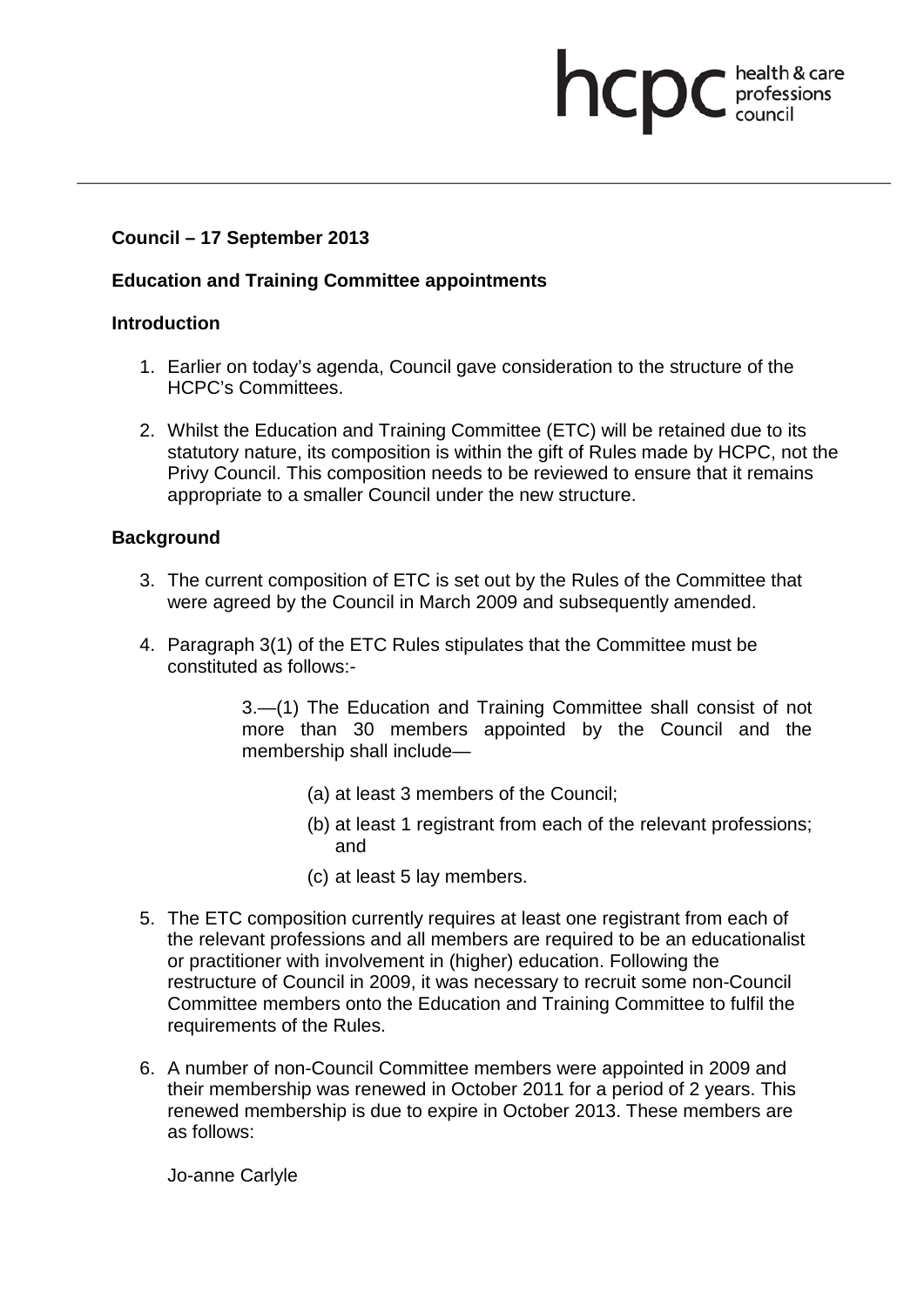**Council – 17 September 2013**

**Education and Training Committee appointments**

**Introduction**

1. Earlier on today's agenda, Council gave consideration to the structure of the HCPC's Committees.

2. Whilst the Education and Training Committee (ETC) will be retained due to its statutory nature, its composition is within the gift of Rules made by HCPC, not the Privy Council. This composition needs to be reviewed to ensure that it remains appropriate to a smaller Council under the new structure.

**Background**

3. The current composition of ETC is set out by the Rules of the Committee that were agreed by the Council in March 2009 and subsequently amended.

4. Paragraph 3(1) of the ETC Rules stipulates that the Committee must be constituted as follows:-

   > 3.—(1) The Education and Training Committee shall consist of not more than 30 members appointed by the Council and the membership shall include—
   >
   > (a) at least 3 members of the Council;
   >
   > (b) at least 1 registrant from each of the relevant professions; and
   >
   > (c) at least 5 lay members.

5. The ETC composition currently requires at least one registrant from each of the relevant professions and all members are required to be an educationalist or practitioner with involvement in (higher) education. Following the restructure of Council in 2009, it was necessary to recruit some non-Council Committee members onto the Education and Training Committee to fulfil the requirements of the Rules.

6. A number of non-Council Committee members were appointed in 2009 and their membership was renewed in October 2011 for a period of 2 years. This renewed membership is due to expire in October 2013. These members are as follows:

   Jo-anne Carlyle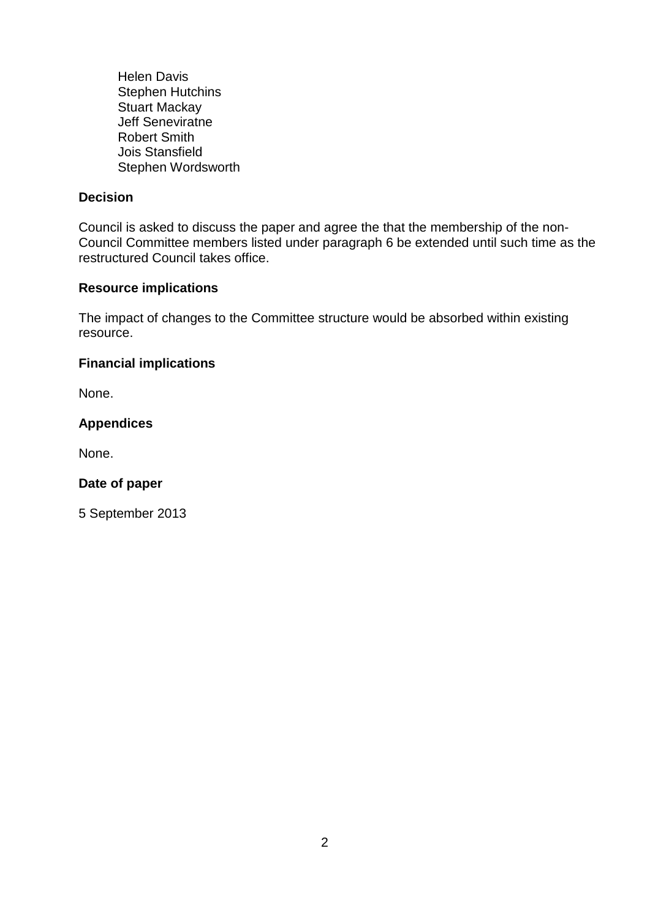Helen Davis
Stephen Hutchins
Stuart Mackay
Jeff Seneviratne
Robert Smith
Jois Stansfield
Stephen Wordsworth

**Decision**

Council is asked to discuss the paper and agree the that the membership of the non-Council Committee members listed under paragraph 6 be extended until such time as the restructured Council takes office.

**Resource implications**

The impact of changes to the Committee structure would be absorbed within existing resource.

**Financial implications**

None.

**Appendices**

None.

**Date of paper**

5 September 2013